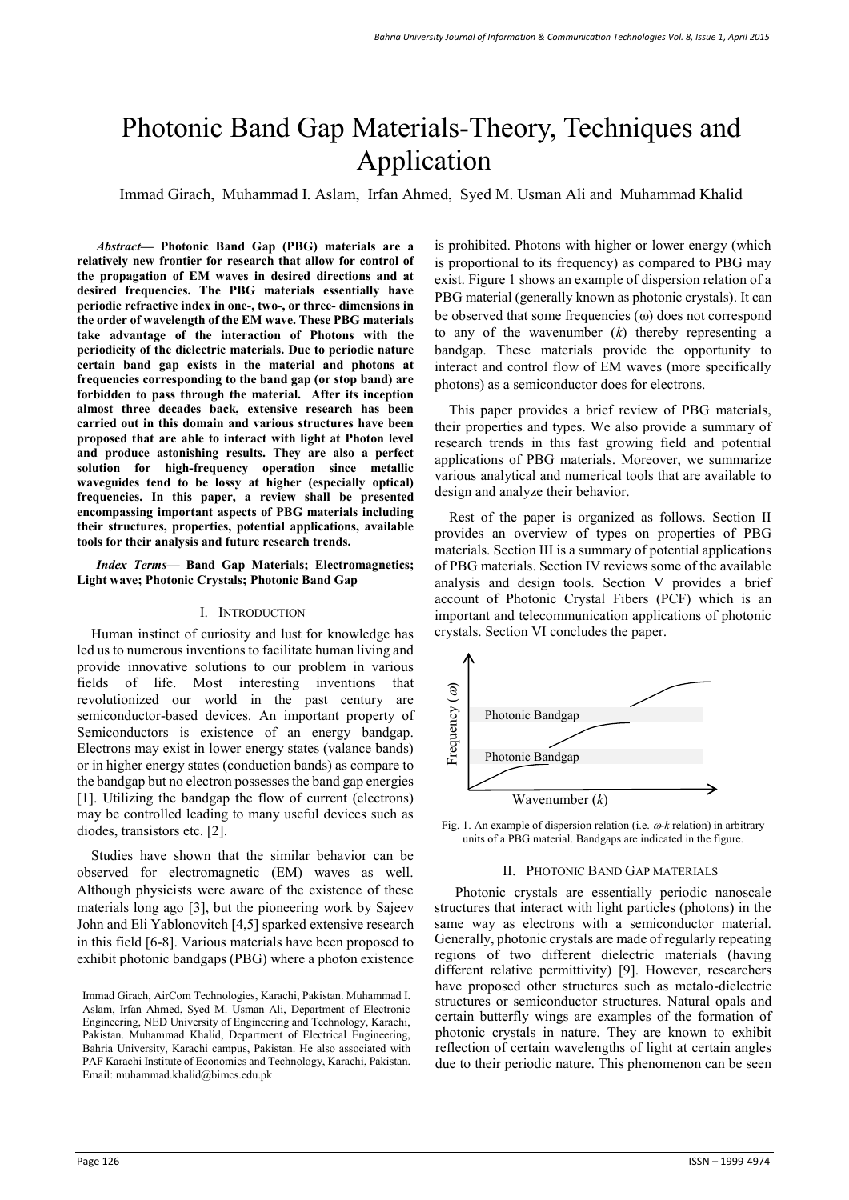# Photonic Band Gap Materials-Theory, Techniques and Application

Immad Girach, Muhammad I. Aslam, Irfan Ahmed, Syed M. Usman Ali and Muhammad Khalid

***Abstract*— Photonic Band Gap (PBG) materials are a relatively new frontier for research that allow for control of the propagation of EM waves in desired directions and at desired frequencies. The PBG materials essentially have periodic refractive index in one-, two-, or three- dimensions in the order of wavelength of the EM wave. These PBG materials take advantage of the interaction of Photons with the periodicity of the dielectric materials. Due to periodic nature certain band gap exists in the material and photons at frequencies corresponding to the band gap (or stop band) are forbidden to pass through the material. After its inception almost three decades back, extensive research has been carried out in this domain and various structures have been proposed that are able to interact with light at Photon level and produce astonishing results. They are also a perfect solution for high-frequency operation since metallic waveguides tend to be lossy at higher (especially optical) frequencies. In this paper, a review shall be presented encompassing important aspects of PBG materials including their structures, properties, potential applications, available tools for their analysis and future research trends.**

***Index Terms*— Band Gap Materials; Electromagnetics; Light wave; Photonic Crystals; Photonic Band Gap**

## I. Introduction

Human instinct of curiosity and lust for knowledge has led us to numerous inventions to facilitate human living and provide innovative solutions to our problem in various fields of life. Most interesting inventions that revolutionized our world in the past century are semiconductor-based devices. An important property of Semiconductors is existence of an energy bandgap. Electrons may exist in lower energy states (valance bands) or in higher energy states (conduction bands) as compare to the bandgap but no electron possesses the band gap energies [1]. Utilizing the bandgap the flow of current (electrons) may be controlled leading to many useful devices such as diodes, transistors etc. [2].

Studies have shown that the similar behavior can be observed for electromagnetic (EM) waves as well. Although physicists were aware of the existence of these materials long ago [3], but the pioneering work by Sajeev John and Eli Yablonovitch [4,5] sparked extensive research in this field [6-8]. Various materials have been proposed to exhibit photonic bandgaps (PBG) where a photon existence is prohibited. Photons with higher or lower energy (which is proportional to its frequency) as compared to PBG may exist. Figure 1 shows an example of dispersion relation of a PBG material (generally known as photonic crystals). It can be observed that some frequencies ($\omega$) does not correspond to any of the wavenumber ($k$) thereby representing a bandgap. These materials provide the opportunity to interact and control flow of EM waves (more specifically photons) as a semiconductor does for electrons.

Immad Girach, AirCom Technologies, Karachi, Pakistan. Muhammad I. Aslam, Irfan Ahmed, Syed M. Usman Ali, Department of Electronic Engineering, NED University of Engineering and Technology, Karachi, Pakistan. Muhammad Khalid, Department of Electrical Engineering, Bahria University, Karachi campus, Pakistan. He also associated with PAF Karachi Institute of Economics and Technology, Karachi, Pakistan. Email: muhammad.khalid@bimcs.edu.pk

This paper provides a brief review of PBG materials, their properties and types. We also provide a summary of research trends in this fast growing field and potential applications of PBG materials. Moreover, we summarize various analytical and numerical tools that are available to design and analyze their behavior.

Rest of the paper is organized as follows. Section II provides an overview of types on properties of PBG materials. Section III is a summary of potential applications of PBG materials. Section IV reviews some of the available analysis and design tools. Section V provides a brief account of Photonic Crystal Fibers (PCF) which is an important and telecommunication applications of photonic crystals. Section VI concludes the paper.

Fig. 1. An example of dispersion relation (i.e. $\omega$-$k$ relation) in arbitrary units of a PBG material. Bandgaps are indicated in the figure.

## II. Photonic Band Gap materials

Photonic crystals are essentially periodic nanoscale structures that interact with light particles (photons) in the same way as electrons with a semiconductor material. Generally, photonic crystals are made of regularly repeating regions of two different dielectric materials (having different relative permittivity) [9]. However, researchers have proposed other structures such as metalo-dielectric structures or semiconductor structures. Natural opals and certain butterfly wings are examples of the formation of photonic crystals in nature. They are known to exhibit reflection of certain wavelengths of light at certain angles due to their periodic nature. This phenomenon can be seen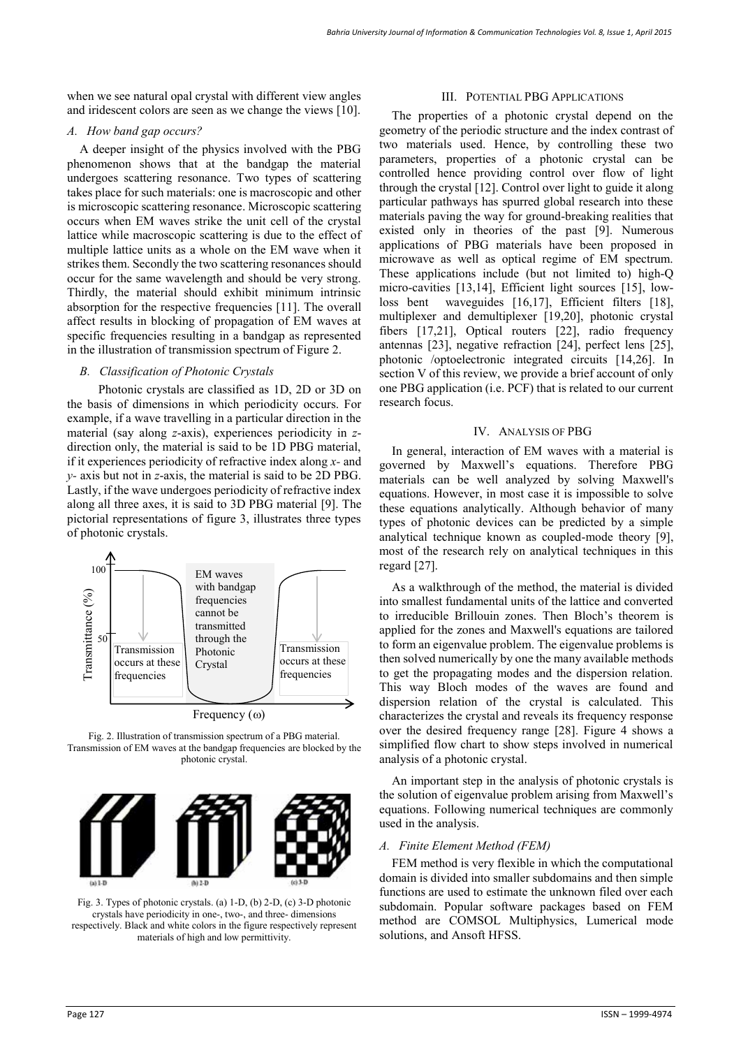when we see natural opal crystal with different view angles and iridescent colors are seen as we change the views [10].

### A. How band gap occurs?

A deeper insight of the physics involved with the PBG phenomenon shows that at the bandgap the material undergoes scattering resonance. Two types of scattering takes place for such materials: one is macroscopic and other is microscopic scattering resonance. Microscopic scattering occurs when EM waves strike the unit cell of the crystal lattice while macroscopic scattering is due to the effect of multiple lattice units as a whole on the EM wave when it strikes them. Secondly the two scattering resonances should occur for the same wavelength and should be very strong. Thirdly, the material should exhibit minimum intrinsic absorption for the respective frequencies [11]. The overall affect results in blocking of propagation of EM waves at specific frequencies resulting in a bandgap as represented in the illustration of transmission spectrum of Figure 2.

### B. Classification of Photonic Crystals

Photonic crystals are classified as 1D, 2D or 3D on the basis of dimensions in which periodicity occurs. For example, if a wave travelling in a particular direction in the material (say along *z*-axis), experiences periodicity in *z*-direction only, the material is said to be 1D PBG material, if it experiences periodicity of refractive index along *x*- and *y*- axis but not in *z*-axis, the material is said to be 2D PBG. Lastly, if the wave undergoes periodicity of refractive index along all three axes, it is said to 3D PBG material [9]. The pictorial representations of figure 3, illustrates three types of photonic crystals.

Fig. 2. Illustration of transmission spectrum of a PBG material. Transmission of EM waves at the bandgap frequencies are blocked by the photonic crystal.

Fig. 3. Types of photonic crystals. (a) 1-D, (b) 2-D, (c) 3-D photonic crystals have periodicity in one-, two-, and three- dimensions respectively. Black and white colors in the figure respectively represent materials of high and low permittivity.

## III. POTENTIAL PBG APPLICATIONS

The properties of a photonic crystal depend on the geometry of the periodic structure and the index contrast of two materials used. Hence, by controlling these two parameters, properties of a photonic crystal can be controlled hence providing control over flow of light through the crystal [12]. Control over light to guide it along particular pathways has spurred global research into these materials paving the way for ground-breaking realities that existed only in theories of the past [9]. Numerous applications of PBG materials have been proposed in microwave as well as optical regime of EM spectrum. These applications include (but not limited to) high-Q micro-cavities [13,14], Efficient light sources [15], low-loss bent waveguides [16,17], Efficient filters [18], multiplexer and demultiplexer [19,20], photonic crystal fibers [17,21], Optical routers [22], radio frequency antennas [23], negative refraction [24], perfect lens [25], photonic /optoelectronic integrated circuits [14,26]. In section V of this review, we provide a brief account of only one PBG application (i.e. PCF) that is related to our current research focus.

## IV. ANALYSIS OF PBG

In general, interaction of EM waves with a material is governed by Maxwell's equations. Therefore PBG materials can be well analyzed by solving Maxwell's equations. However, in most case it is impossible to solve these equations analytically. Although behavior of many types of photonic devices can be predicted by a simple analytical technique known as coupled-mode theory [9], most of the research rely on analytical techniques in this regard [27].

As a walkthrough of the method, the material is divided into smallest fundamental units of the lattice and converted to irreducible Brillouin zones. Then Bloch's theorem is applied for the zones and Maxwell's equations are tailored to form an eigenvalue problem. The eigenvalue problems is then solved numerically by one the many available methods to get the propagating modes and the dispersion relation. This way Bloch modes of the waves are found and dispersion relation of the crystal is calculated. This characterizes the crystal and reveals its frequency response over the desired frequency range [28]. Figure 4 shows a simplified flow chart to show steps involved in numerical analysis of a photonic crystal.

An important step in the analysis of photonic crystals is the solution of eigenvalue problem arising from Maxwell's equations. Following numerical techniques are commonly used in the analysis.

### A. Finite Element Method (FEM)

FEM method is very flexible in which the computational domain is divided into smaller subdomains and then simple functions are used to estimate the unknown filed over each subdomain. Popular software packages based on FEM method are COMSOL Multiphysics, Lumerical mode solutions, and Ansoft HFSS.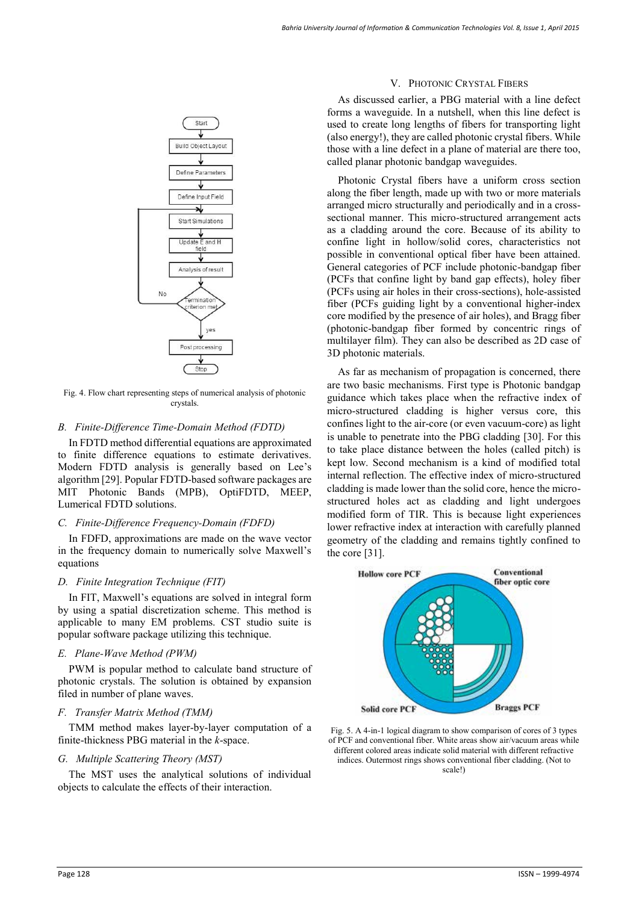Fig. 4. Flow chart representing steps of numerical analysis of photonic crystals.

### B. Finite-Difference Time-Domain Method (FDTD)

In FDTD method differential equations are approximated to finite difference equations to estimate derivatives. Modern FDTD analysis is generally based on Lee's algorithm [29]. Popular FDTD-based software packages are MIT Photonic Bands (MPB), OptiFDTD, MEEP, Lumerical FDTD solutions.

### C. Finite-Difference Frequency-Domain (FDFD)

In FDFD, approximations are made on the wave vector in the frequency domain to numerically solve Maxwell's equations

### D. Finite Integration Technique (FIT)

In FIT, Maxwell's equations are solved in integral form by using a spatial discretization scheme. This method is applicable to many EM problems. CST studio suite is popular software package utilizing this technique.

### E. Plane-Wave Method (PWM)

PWM is popular method to calculate band structure of photonic crystals. The solution is obtained by expansion filed in number of plane waves.

### F. Transfer Matrix Method (TMM)

TMM method makes layer-by-layer computation of a finite-thickness PBG material in the *k*-space.

### G. Multiple Scattering Theory (MST)

The MST uses the analytical solutions of individual objects to calculate the effects of their interaction.

## V. Photonic Crystal Fibers

As discussed earlier, a PBG material with a line defect forms a waveguide. In a nutshell, when this line defect is used to create long lengths of fibers for transporting light (also energy!), they are called photonic crystal fibers. While those with a line defect in a plane of material are there too, called planar photonic bandgap waveguides.

Photonic Crystal fibers have a uniform cross section along the fiber length, made up with two or more materials arranged micro structurally and periodically and in a cross-sectional manner. This micro-structured arrangement acts as a cladding around the core. Because of its ability to confine light in hollow/solid cores, characteristics not possible in conventional optical fiber have been attained. General categories of PCF include photonic-bandgap fiber (PCFs that confine light by band gap effects), holey fiber (PCFs using air holes in their cross-sections), hole-assisted fiber (PCFs guiding light by a conventional higher-index core modified by the presence of air holes), and Bragg fiber (photonic-bandgap fiber formed by concentric rings of multilayer film). They can also be described as 2D case of 3D photonic materials.

As far as mechanism of propagation is concerned, there are two basic mechanisms. First type is Photonic bandgap guidance which takes place when the refractive index of micro-structured cladding is higher versus core, this confines light to the air-core (or even vacuum-core) as light is unable to penetrate into the PBG cladding [30]. For this to take place distance between the holes (called pitch) is kept low. Second mechanism is a kind of modified total internal reflection. The effective index of micro-structured cladding is made lower than the solid core, hence the micro-structured holes act as cladding and light undergoes modified form of TIR. This is because light experiences lower refractive index at interaction with carefully planned geometry of the cladding and remains tightly confined to the core [31].

Fig. 5. A 4-in-1 logical diagram to show comparison of cores of 3 types of PCF and conventional fiber. White areas show air/vacuum areas while different colored areas indicate solid material with different refractive indices. Outermost rings shows conventional fiber cladding. (Not to scale!)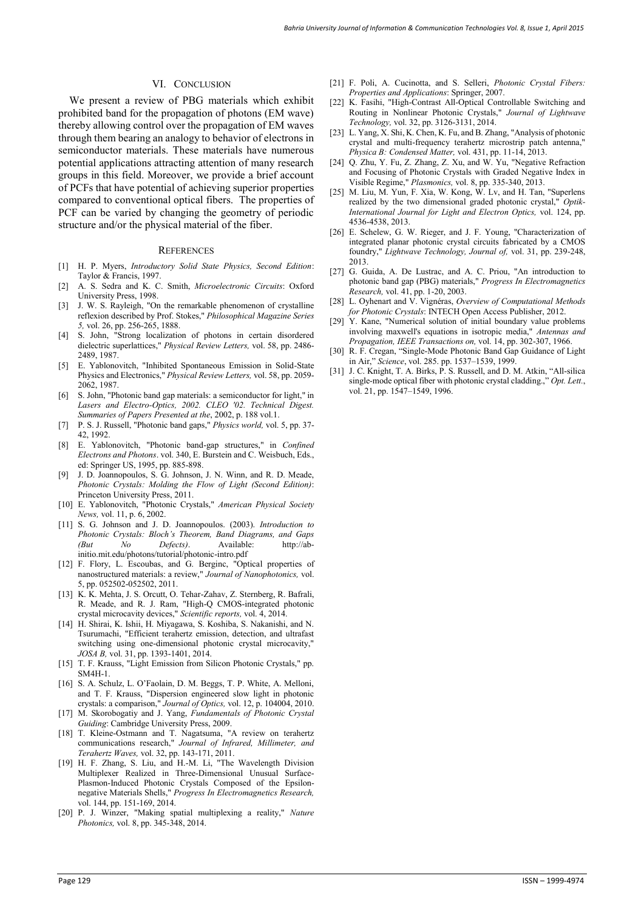## VI. Conclusion

We present a review of PBG materials which exhibit prohibited band for the propagation of photons (EM wave) thereby allowing control over the propagation of EM waves through them bearing an analogy to behavior of electrons in semiconductor materials. These materials have numerous potential applications attracting attention of many research groups in this field. Moreover, we provide a brief account of PCFs that have potential of achieving superior properties compared to conventional optical fibers. The properties of PCF can be varied by changing the geometry of periodic structure and/or the physical material of the fiber.

## References

[1] H. P. Myers, *Introductory Solid State Physics, Second Edition*: Taylor & Francis, 1997.

[2] A. S. Sedra and K. C. Smith, *Microelectronic Circuits*: Oxford University Press, 1998.

[3] J. W. S. Rayleigh, "On the remarkable phenomenon of crystalline reflexion described by Prof. Stokes," *Philosophical Magazine Series 5,* vol. 26, pp. 256-265, 1888.

[4] S. John, "Strong localization of photons in certain disordered dielectric superlattices," *Physical Review Letters,* vol. 58, pp. 2486-2489, 1987.

[5] E. Yablonovitch, "Inhibited Spontaneous Emission in Solid-State Physics and Electronics," *Physical Review Letters,* vol. 58, pp. 2059-2062, 1987.

[6] S. John, "Photonic band gap materials: a semiconductor for light," in *Lasers and Electro-Optics, 2002. CLEO '02. Technical Digest. Summaries of Papers Presented at the*, 2002, p. 188 vol.1.

[7] P. S. J. Russell, "Photonic band gaps," *Physics world,* vol. 5, pp. 37-42, 1992.

[8] E. Yablonovitch, "Photonic band-gap structures," in *Confined Electrons and Photons*. vol. 340, E. Burstein and C. Weisbuch, Eds., ed: Springer US, 1995, pp. 885-898.

[9] J. D. Joannopoulos, S. G. Johnson, J. N. Winn, and R. D. Meade, *Photonic Crystals: Molding the Flow of Light (Second Edition)*: Princeton University Press, 2011.

[10] E. Yablonovitch, "Photonic Crystals," *American Physical Society News,* vol. 11, p. 6, 2002.

[11] S. G. Johnson and J. D. Joannopoulos. (2003). *Introduction to Photonic Crystals: Bloch's Theorem, Band Diagrams, and Gaps (But No Defects)*. Available: http://ab-initio.mit.edu/photons/tutorial/photonic-intro.pdf

[12] F. Flory, L. Escoubas, and G. Berginc, "Optical properties of nanostructured materials: a review," *Journal of Nanophotonics,* vol. 5, pp. 052502-052502, 2011.

[13] K. K. Mehta, J. S. Orcutt, O. Tehar-Zahav, Z. Sternberg, R. Bafrali, R. Meade, and R. J. Ram, "High-Q CMOS-integrated photonic crystal microcavity devices," *Scientific reports,* vol. 4, 2014.

[14] H. Shirai, K. Ishii, H. Miyagawa, S. Koshiba, S. Nakanishi, and N. Tsurumachi, "Efficient terahertz emission, detection, and ultrafast switching using one-dimensional photonic crystal microcavity," *JOSA B,* vol. 31, pp. 1393-1401, 2014.

[15] T. F. Krauss, "Light Emission from Silicon Photonic Crystals," pp. SM4H-1.

[16] S. A. Schulz, L. O'Faolain, D. M. Beggs, T. P. White, A. Melloni, and T. F. Krauss, "Dispersion engineered slow light in photonic crystals: a comparison," *Journal of Optics,* vol. 12, p. 104004, 2010.

[17] M. Skorobogatiy and J. Yang, *Fundamentals of Photonic Crystal Guiding*: Cambridge University Press, 2009.

[18] T. Kleine-Ostmann and T. Nagatsuma, "A review on terahertz communications research," *Journal of Infrared, Millimeter, and Terahertz Waves,* vol. 32, pp. 143-171, 2011.

[19] H. F. Zhang, S. Liu, and H.-M. Li, "The Wavelength Division Multiplexer Realized in Three-Dimensional Unusual Surface-Plasmon-Induced Photonic Crystals Composed of the Epsilon-negative Materials Shells," *Progress In Electromagnetics Research,* vol. 144, pp. 151-169, 2014.

[20] P. J. Winzer, "Making spatial multiplexing a reality," *Nature Photonics,* vol. 8, pp. 345-348, 2014.

[21] F. Poli, A. Cucinotta, and S. Selleri, *Photonic Crystal Fibers: Properties and Applications*: Springer, 2007.

[22] K. Fasihi, "High-Contrast All-Optical Controllable Switching and Routing in Nonlinear Photonic Crystals," *Journal of Lightwave Technology,* vol. 32, pp. 3126-3131, 2014.

[23] L. Yang, X. Shi, K. Chen, K. Fu, and B. Zhang, "Analysis of photonic crystal and multi-frequency terahertz microstrip patch antenna," *Physica B: Condensed Matter,* vol. 431, pp. 11-14, 2013.

[24] Q. Zhu, Y. Fu, Z. Zhang, Z. Xu, and W. Yu, "Negative Refraction and Focusing of Photonic Crystals with Graded Negative Index in Visible Regime," *Plasmonics,* vol. 8, pp. 335-340, 2013.

[25] M. Liu, M. Yun, F. Xia, W. Kong, W. Lv, and H. Tan, "Superlens realized by the two dimensional graded photonic crystal," *Optik-International Journal for Light and Electron Optics,* vol. 124, pp. 4536-4538, 2013.

[26] E. Schelew, G. W. Rieger, and J. F. Young, "Characterization of integrated planar photonic crystal circuits fabricated by a CMOS foundry," *Lightwave Technology, Journal of,* vol. 31, pp. 239-248, 2013.

[27] G. Guida, A. De Lustrac, and A. C. Priou, "An introduction to photonic band gap (PBG) materials," *Progress In Electromagnetics Research,* vol. 41, pp. 1-20, 2003.

[28] L. Oyhenart and V. Vignéras, *Overview of Computational Methods for Photonic Crystals*: INTECH Open Access Publisher, 2012.

[29] Y. Kane, "Numerical solution of initial boundary value problems involving maxwell's equations in isotropic media," *Antennas and Propagation, IEEE Transactions on,* vol. 14, pp. 302-307, 1966.

[30] R. F. Cregan, "Single-Mode Photonic Band Gap Guidance of Light in Air," *Science*, vol. 285. pp. 1537–1539, 1999.

[31] J. C. Knight, T. A. Birks, P. S. Russell, and D. M. Atkin, "All-silica single-mode optical fiber with photonic crystal cladding.," *Opt. Lett.*, vol. 21, pp. 1547–1549, 1996.